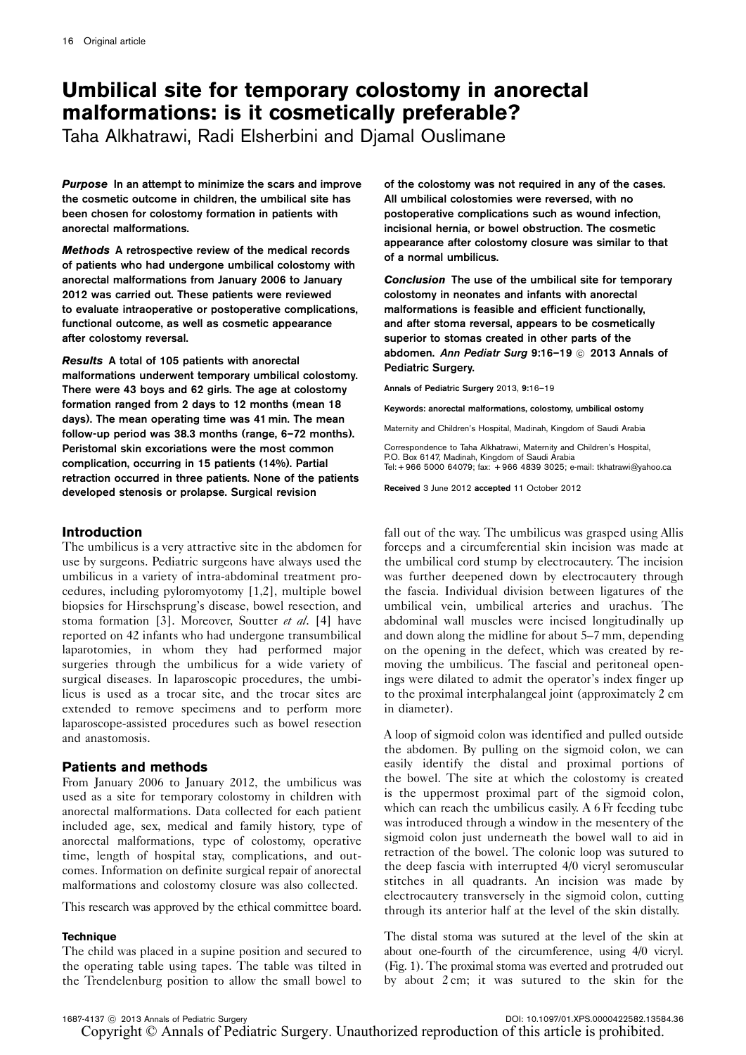# Umbilical site for temporary colostomy in anorectal malformations: is it cosmetically preferable?

Taha Alkhatrawi, Radi Elsherbini and Djamal Ouslimane

***Purpose*** **In an attempt to minimize the scars and improve the cosmetic outcome in children, the umbilical site has been chosen for colostomy formation in patients with anorectal malformations.**

***Methods*** **A retrospective review of the medical records of patients who had undergone umbilical colostomy with anorectal malformations from January 2006 to January 2012 was carried out. These patients were reviewed to evaluate intraoperative or postoperative complications, functional outcome, as well as cosmetic appearance after colostomy reversal.**

***Results*** **A total of 105 patients with anorectal malformations underwent temporary umbilical colostomy. There were 43 boys and 62 girls. The age at colostomy formation ranged from 2 days to 12 months (mean 18 days). The mean operating time was 41 min. The mean follow-up period was 38.3 months (range, 6–72 months). Peristomal skin excoriations were the most common complication, occurring in 15 patients (14%). Partial retraction occurred in three patients. None of the patients developed stenosis or prolapse. Surgical revision of the colostomy was not required in any of the cases. All umbilical colostomies were reversed, with no postoperative complications such as wound infection, incisional hernia, or bowel obstruction. The cosmetic appearance after colostomy closure was similar to that of a normal umbilicus.**

***Conclusion*** **The use of the umbilical site for temporary colostomy in neonates and infants with anorectal malformations is feasible and efficient functionally, and after stoma reversal, appears to be cosmetically superior to stomas created in other parts of the abdomen.** ***Ann Pediatr Surg*** **9:16–19 © 2013 Annals of Pediatric Surgery.**

Annals of Pediatric Surgery 2013, 9:16–19

Keywords: anorectal malformations, colostomy, umbilical ostomy

Maternity and Children's Hospital, Madinah, Kingdom of Saudi Arabia

Correspondence to Taha Alkhatrawi, Maternity and Children's Hospital, P.O. Box 6147, Madinah, Kingdom of Saudi Arabia
Tel: + 966 5000 64079; fax: + 966 4839 3025; e-mail: tkhatrawi@yahoo.ca

Received 3 June 2012 accepted 11 October 2012

## Introduction

The umbilicus is a very attractive site in the abdomen for use by surgeons. Pediatric surgeons have always used the umbilicus in a variety of intra-abdominal treatment procedures, including pyloromyotomy [1,2], multiple bowel biopsies for Hirschsprung's disease, bowel resection, and stoma formation [3]. Moreover, Soutter *et al*. [4] have reported on 42 infants who had undergone transumbilical laparotomies, in whom they had performed major surgeries through the umbilicus for a wide variety of surgical diseases. In laparoscopic procedures, the umbilicus is used as a trocar site, and the trocar sites are extended to remove specimens and to perform more laparoscope-assisted procedures such as bowel resection and anastomosis.

## Patients and methods

From January 2006 to January 2012, the umbilicus was used as a site for temporary colostomy in children with anorectal malformations. Data collected for each patient included age, sex, medical and family history, type of anorectal malformations, type of colostomy, operative time, length of hospital stay, complications, and outcomes. Information on definite surgical repair of anorectal malformations and colostomy closure was also collected.

This research was approved by the ethical committee board.

### Technique

The child was placed in a supine position and secured to the operating table using tapes. The table was tilted in the Trendelenburg position to allow the small bowel to fall out of the way. The umbilicus was grasped using Allis forceps and a circumferential skin incision was made at the umbilical cord stump by electrocautery. The incision was further deepened down by electrocautery through the fascia. Individual division between ligatures of the umbilical vein, umbilical arteries and urachus. The abdominal wall muscles were incised longitudinally up and down along the midline for about 5–7 mm, depending on the opening in the defect, which was created by removing the umbilicus. The fascial and peritoneal openings were dilated to admit the operator's index finger up to the proximal interphalangeal joint (approximately 2 cm in diameter).

A loop of sigmoid colon was identified and pulled outside the abdomen. By pulling on the sigmoid colon, we can easily identify the distal and proximal portions of the bowel. The site at which the colostomy is created is the uppermost proximal part of the sigmoid colon, which can reach the umbilicus easily. A 6 Fr feeding tube was introduced through a window in the mesentery of the sigmoid colon just underneath the bowel wall to aid in retraction of the bowel. The colonic loop was sutured to the deep fascia with interrupted 4/0 vicryl seromuscular stitches in all quadrants. An incision was made by electrocautery transversely in the sigmoid colon, cutting through its anterior half at the level of the skin distally.

The distal stoma was sutured at the level of the skin at about one-fourth of the circumference, using 4/0 vicryl. (Fig. 1). The proximal stoma was everted and protruded out by about 2 cm; it was sutured to the skin for the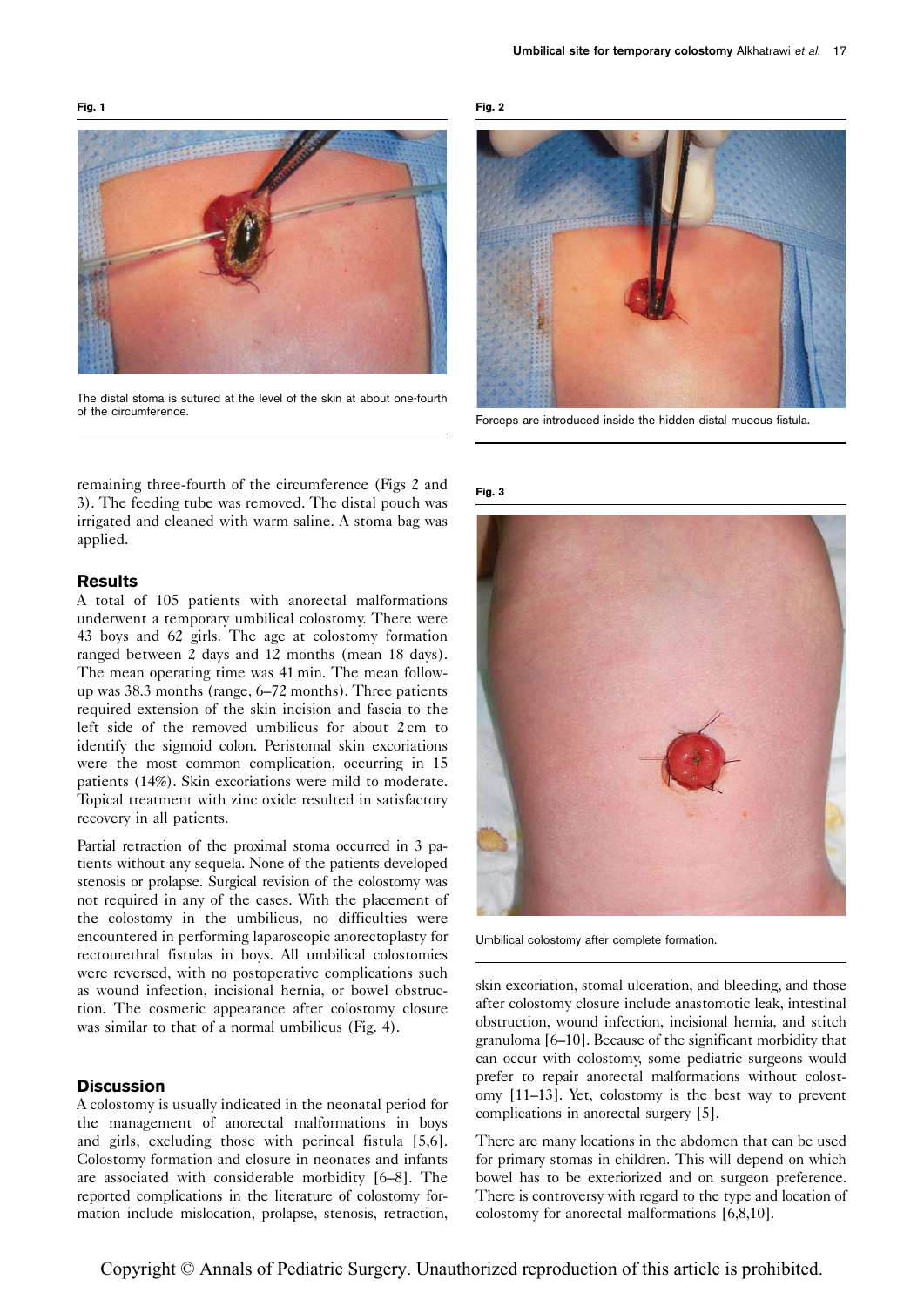**Fig. 1**

The distal stoma is sutured at the level of the skin at about one-fourth of the circumference.

**Fig. 2**

Forceps are introduced inside the hidden distal mucous fistula.

remaining three-fourth of the circumference (Figs 2 and 3). The feeding tube was removed. The distal pouch was irrigated and cleaned with warm saline. A stoma bag was applied.

## Results

A total of 105 patients with anorectal malformations underwent a temporary umbilical colostomy. There were 43 boys and 62 girls. The age at colostomy formation ranged between 2 days and 12 months (mean 18 days). The mean operating time was 41 min. The mean follow-up was 38.3 months (range, 6–72 months). Three patients required extension of the skin incision and fascia to the left side of the removed umbilicus for about 2 cm to identify the sigmoid colon. Peristomal skin excoriations were the most common complication, occurring in 15 patients (14%). Skin excoriations were mild to moderate. Topical treatment with zinc oxide resulted in satisfactory recovery in all patients.

Partial retraction of the proximal stoma occurred in 3 patients without any sequela. None of the patients developed stenosis or prolapse. Surgical revision of the colostomy was not required in any of the cases. With the placement of the colostomy in the umbilicus, no difficulties were encountered in performing laparoscopic anorectoplasty for rectourethral fistulas in boys. All umbilical colostomies were reversed, with no postoperative complications such as wound infection, incisional hernia, or bowel obstruction. The cosmetic appearance after colostomy closure was similar to that of a normal umbilicus (Fig. 4).

## Discussion

A colostomy is usually indicated in the neonatal period for the management of anorectal malformations in boys and girls, excluding those with perineal fistula [5,6]. Colostomy formation and closure in neonates and infants are associated with considerable morbidity [6–8]. The reported complications in the literature of colostomy formation include mislocation, prolapse, stenosis, retraction, skin excoriation, stomal ulceration, and bleeding, and those after colostomy closure include anastomotic leak, intestinal obstruction, wound infection, incisional hernia, and stitch granuloma [6–10]. Because of the significant morbidity that can occur with colostomy, some pediatric surgeons would prefer to repair anorectal malformations without colostomy [11–13]. Yet, colostomy is the best way to prevent complications in anorectal surgery [5].

**Fig. 3**

Umbilical colostomy after complete formation.

There are many locations in the abdomen that can be used for primary stomas in children. This will depend on which bowel has to be exteriorized and on surgeon preference. There is controversy with regard to the type and location of colostomy for anorectal malformations [6,8,10].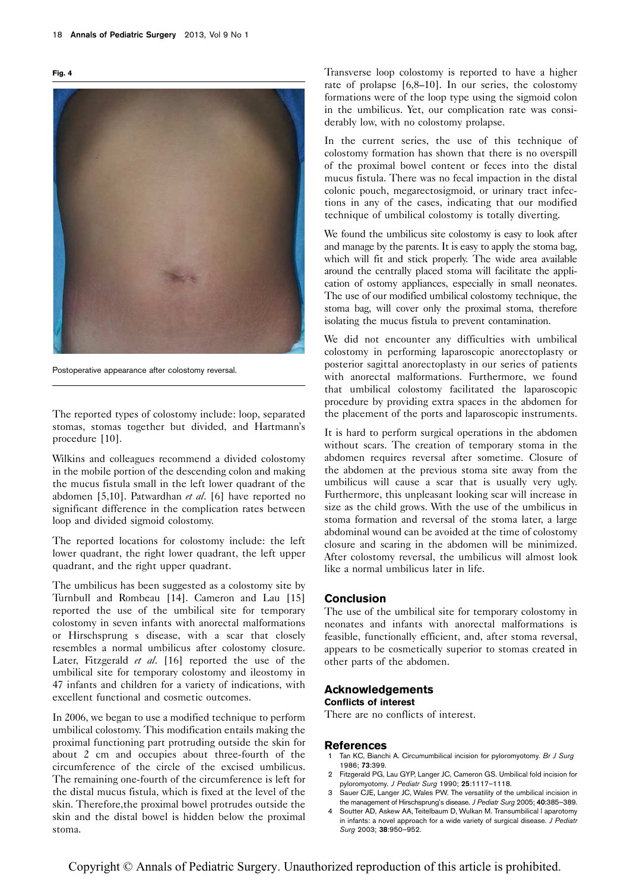**Fig. 4**

Postoperative appearance after colostomy reversal.

The reported types of colostomy include: loop, separated stomas, stomas together but divided, and Hartmann's procedure [10].

Wilkins and colleagues recommend a divided colostomy in the mobile portion of the descending colon and making the mucus fistula small in the left lower quadrant of the abdomen [5,10]. Patwardhan *et al*. [6] have reported no significant difference in the complication rates between loop and divided sigmoid colostomy.

The reported locations for colostomy include: the left lower quadrant, the right lower quadrant, the left upper quadrant, and the right upper quadrant.

The umbilicus has been suggested as a colostomy site by Turnbull and Rombeau [14]. Cameron and Lau [15] reported the use of the umbilical site for temporary colostomy in seven infants with anorectal malformations or Hirschsprung s disease, with a scar that closely resembles a normal umbilicus after colostomy closure. Later, Fitzgerald *et al*. [16] reported the use of the umbilical site for temporary colostomy and ileostomy in 47 infants and children for a variety of indications, with excellent functional and cosmetic outcomes.

In 2006, we began to use a modified technique to perform umbilical colostomy. This modification entails making the proximal functioning part protruding outside the skin for about 2 cm and occupies about three-fourth of the circumference of the circle of the excised umbilicus. The remaining one-fourth of the circumference is left for the distal mucus fistula, which is fixed at the level of the skin. Therefore,the proximal bowel protrudes outside the skin and the distal bowel is hidden below the proximal stoma.

Transverse loop colostomy is reported to have a higher rate of prolapse [6,8–10]. In our series, the colostomy formations were of the loop type using the sigmoid colon in the umbilicus. Yet, our complication rate was considerably low, with no colostomy prolapse.

In the current series, the use of this technique of colostomy formation has shown that there is no overspill of the proximal bowel content or feces into the distal mucus fistula. There was no fecal impaction in the distal colonic pouch, megarectosigmoid, or urinary tract infections in any of the cases, indicating that our modified technique of umbilical colostomy is totally diverting.

We found the umbilicus site colostomy is easy to look after and manage by the parents. It is easy to apply the stoma bag, which will fit and stick properly. The wide area available around the centrally placed stoma will facilitate the application of ostomy appliances, especially in small neonates. The use of our modified umbilical colostomy technique, the stoma bag, will cover only the proximal stoma, therefore isolating the mucus fistula to prevent contamination.

We did not encounter any difficulties with umbilical colostomy in performing laparoscopic anorectoplasty or posterior sagittal anorectoplasty in our series of patients with anorectal malformations. Furthermore, we found that umbilical colostomy facilitated the laparoscopic procedure by providing extra spaces in the abdomen for the placement of the ports and laparoscopic instruments.

It is hard to perform surgical operations in the abdomen without scars. The creation of temporary stoma in the abdomen requires reversal after sometime. Closure of the abdomen at the previous stoma site away from the umbilicus will cause a scar that is usually very ugly. Furthermore, this unpleasant looking scar will increase in size as the child grows. With the use of the umbilicus in stoma formation and reversal of the stoma later, a large abdominal wound can be avoided at the time of colostomy closure and scaring in the abdomen will be minimized. After colostomy reversal, the umbilicus will almost look like a normal umbilicus later in life.

## Conclusion

The use of the umbilical site for temporary colostomy in neonates and infants with anorectal malformations is feasible, functionally efficient, and, after stoma reversal, appears to be cosmetically superior to stomas created in other parts of the abdomen.

## Acknowledgements

**Conflicts of interest**

There are no conflicts of interest.

## References

1. Tan KC, Bianchi A. Circumumbilical incision for pyloromyotomy. *Br J Surg* 1986; **73**:399.
2. Fitzgerald PG, Lau GYP, Langer JC, Cameron GS. Umbilical fold incision for pyloromyotomy. *J Pediatr Surg* 1990; **25**:1117–1118.
3. Sauer CJE, Langer JC, Wales PW. The versatility of the umbilical incision in the management of Hirschsprung's disease. *J Pediatr Surg* 2005; **40**:385–389.
4. Soutter AD, Askew AA, Teitelbaum D, Wulkan M. Transumbilical l aparotomy in infants: a novel approach for a wide variety of surgical disease. *J Pediatr Surg* 2003; **38**:950–952.

Copyright © Annals of Pediatric Surgery. Unauthorized reproduction of this article is prohibited.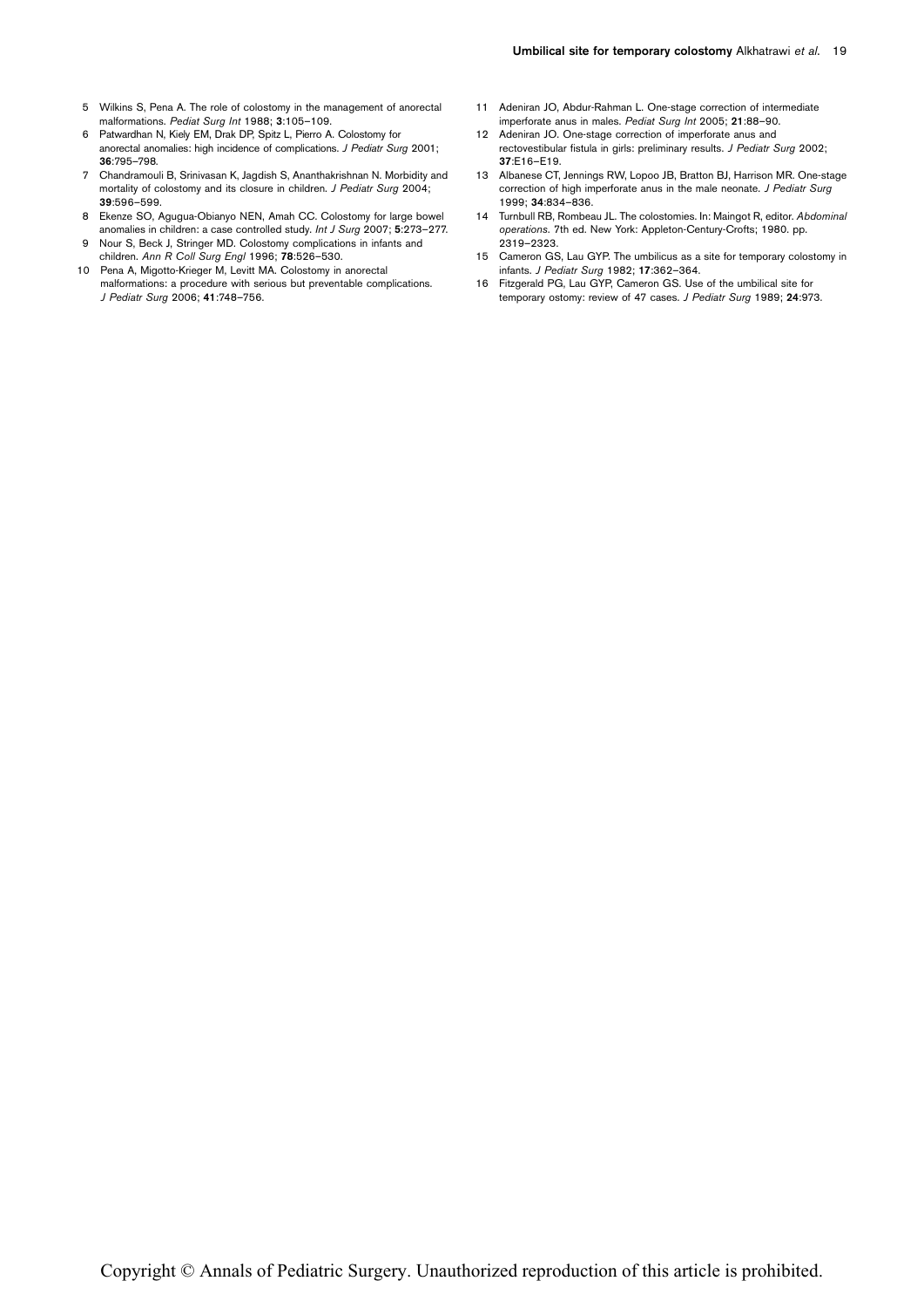5 Wilkins S, Pena A. The role of colostomy in the management of anorectal malformations. *Pediat Surg Int* 1988; **3**:105–109.
6 Patwardhan N, Kiely EM, Drak DP, Spitz L, Pierro A. Colostomy for anorectal anomalies: high incidence of complications. *J Pediatr Surg* 2001; **36**:795–798.
7 Chandramouli B, Srinivasan K, Jagdish S, Ananthakrishnan N. Morbidity and mortality of colostomy and its closure in children. *J Pediatr Surg* 2004; **39**:596–599.
8 Ekenze SO, Agugua-Obianyo NEN, Amah CC. Colostomy for large bowel anomalies in children: a case controlled study. *Int J Surg* 2007; **5**:273–277.
9 Nour S, Beck J, Stringer MD. Colostomy complications in infants and children. *Ann R Coll Surg Engl* 1996; **78**:526–530.
10 Pena A, Migotto-Krieger M, Levitt MA. Colostomy in anorectal malformations: a procedure with serious but preventable complications. *J Pediatr Surg* 2006; **41**:748–756.
11 Adeniran JO, Abdur-Rahman L. One-stage correction of intermediate imperforate anus in males. *Pediat Surg Int* 2005; **21**:88–90.
12 Adeniran JO. One-stage correction of imperforate anus and rectovestibular fistula in girls: preliminary results. *J Pediatr Surg* 2002; **37**:E16–E19.
13 Albanese CT, Jennings RW, Lopoo JB, Bratton BJ, Harrison MR. One-stage correction of high imperforate anus in the male neonate. *J Pediatr Surg* 1999; **34**:834–836.
14 Turnbull RB, Rombeau JL. The colostomies. In: Maingot R, editor. *Abdominal operations*. 7th ed. New York: Appleton-Century-Crofts; 1980. pp. 2319–2323.
15 Cameron GS, Lau GYP. The umbilicus as a site for temporary colostomy in infants. *J Pediatr Surg* 1982; **17**:362–364.
16 Fitzgerald PG, Lau GYP, Cameron GS. Use of the umbilical site for temporary ostomy: review of 47 cases. *J Pediatr Surg* 1989; **24**:973.

Copyright © Annals of Pediatric Surgery. Unauthorized reproduction of this article is prohibited.